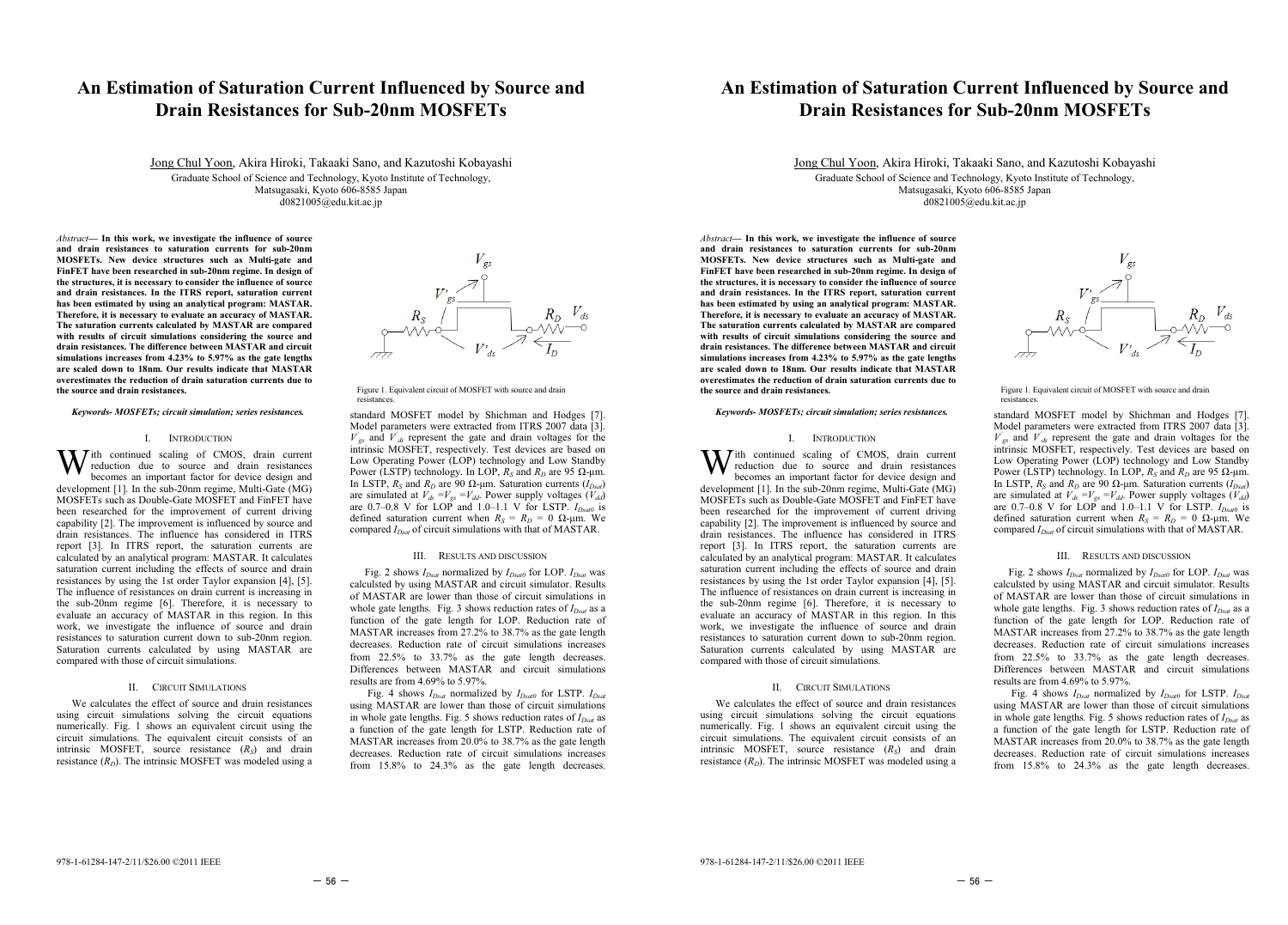# An Estimation of Saturation Current Influenced by Source and Drain Resistances for Sub-20nm MOSFETs

Jong Chul Yoon, Akira Hiroki, Takaaki Sano, and Kazutoshi Kobayashi

Graduate School of Science and Technology, Kyoto Institute of Technology,
Matsugasaki, Kyoto 606-8585 Japan
d0821005@edu.kit.ac.jp

*Abstract*— **In this work, we investigate the influence of source and drain resistances to saturation currents for sub-20nm MOSFETs. New device structures such as Multi-gate and FinFET have been researched in sub-20nm regime. In design of the structures, it is necessary to consider the influence of source and drain resistances. In the ITRS report, saturation current has been estimated by using an analytical program: MASTAR. Therefore, it is necessary to evaluate an accuracy of MASTAR. The saturation currents calculated by MASTAR are compared with results of circuit simulations considering the source and drain resistances. The difference between MASTAR and circuit simulations increases from 4.23% to 5.97% as the gate lengths are scaled down to 18nm. Our results indicate that MASTAR overestimates the reduction of drain saturation currents due to the source and drain resistances.**

***Keywords- MOSFETs; circuit simulation; series resistances.***

## I. Introduction

With continued scaling of CMOS, drain current reduction due to source and drain resistances becomes an important factor for device design and development [1]. In the sub-20nm regime, Multi-Gate (MG) MOSFETs such as Double-Gate MOSFET and FinFET have been researched for the improvement of current driving capability [2]. The improvement is influenced by source and drain resistances. The influence has considered in ITRS report [3]. In ITRS report, the saturation currents are calculated by an analytical program: MASTAR. It calculates saturation current including the effects of source and drain resistances by using the 1st order Taylor expansion [4], [5]. The influence of resistances on drain current is increasing in the sub-20nm regime [6]. Therefore, it is necessary to evaluate an accuracy of MASTAR in this region. In this work, we investigate the influence of source and drain resistances to saturation current down to sub-20nm region. Saturation currents calculated by using MASTAR are compared with those of circuit simulations.

## II. Circuit Simulations

We calculates the effect of source and drain resistances using circuit simulations solving the circuit equations numerically. Fig. 1 shows an equivalent circuit using the circuit simulations. The equivalent circuit consists of an intrinsic MOSFET, source resistance ($R_S$) and drain resistance ($R_D$). The intrinsic MOSFET was modeled using a standard MOSFET model by Shichman and Hodges [7]. Model parameters were extracted from ITRS 2007 data [3]. $V'_{gs}$ and $V'_{ds}$ represent the gate and drain voltages for the intrinsic MOSFET, respectively. Test devices are based on Low Operating Power (LOP) technology and Low Standby Power (LSTP) technology. In LOP, $R_S$ and $R_D$ are 95 Ω-μm. In LSTP, $R_S$ and $R_D$ are 90 Ω-μm. Saturation currents ($I_{Dsat}$) are simulated at $V_{ds} = V_{gs} = V_{dd}$. Power supply voltages ($V_{dd}$) are 0.7–0.8 V for LOP and 1.0–1.1 V for LSTP. $I_{Dsat0}$ is defined saturation current when $R_S = R_D = 0$ Ω-μm. We compared $I_{Dsat}$ of circuit simulations with that of MASTAR.

Figure 1. Equivalent circuit of MOSFET with source and drain resistances.

## III. Results and Discussion

Fig. 2 shows $I_{Dsat}$ normalized by $I_{Dsat0}$ for LOP. $I_{Dsat}$ was calculsted by using MASTAR and circuit simulator. Results of MASTAR are lower than those of circuit simulations in whole gate lengths. Fig. 3 shows reduction rates of $I_{Dsat}$ as a function of the gate length for LOP. Reduction rate of MASTAR increases from 27.2% to 38.7% as the gate length decreases. Reduction rate of circuit simulations increases from 22.5% to 33.7% as the gate length decreases. Differences between MASTAR and circuit simulations results are from 4.69% to 5.97%.

Fig. 4 shows $I_{Dsat}$ normalized by $I_{Dsat0}$ for LSTP. $I_{Dsat}$ using MASTAR are lower than those of circuit simulations in whole gate lengths. Fig. 5 shows reduction rates of $I_{Dsat}$ as a function of the gate length for LSTP. Reduction rate of MASTAR increases from 20.0% to 38.7% as the gate length decreases. Reduction rate of circuit simulations increases from 15.8% to 24.3% as the gate length decreases.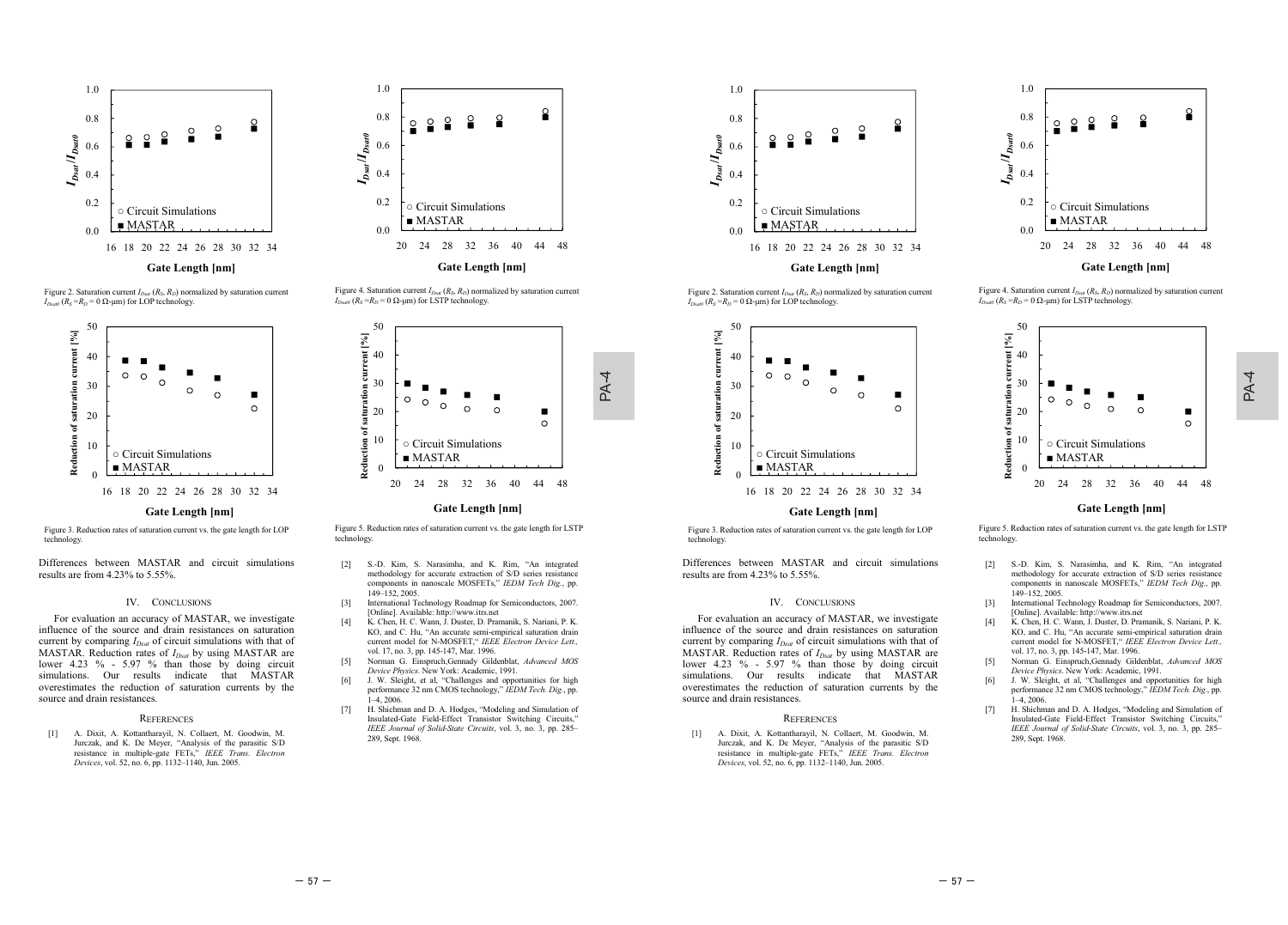1.0
0.8
0.6
0.4
0.2
0.0

$I_{Dsat}/I_{Dsat0}$

○ Circuit Simulations
■ MASTAR

16 18 20 22 24 26 28 30 32 34

Gate Length [nm]

Figure 2. Saturation current $I_{Dsat}$ ($R_S$, $R_D$) normalized by saturation current $I_{Dsat0}$ ($R_S = R_D = 0$ Ω-μm) for LOP technology.

50
40
30
20
10
0

Reduction of saturation current [%]

○ Circuit Simulations
■ MASTAR

16 18 20 22 24 26 28 30 32 34

Gate Length [nm]

Figure 3. Reduction rates of saturation current vs. the gate length for LOP technology.

Differences between MASTAR and circuit simulations results are from 4.23% to 5.55%.

## IV. Conclusions

For evaluation an accuracy of MASTAR, we investigate influence of the source and drain resistances on saturation current by comparing $I_{Dsat}$ of circuit simulations with that of MASTAR. Reduction rates of $I_{Dsat}$ by using MASTAR are lower 4.23 % - 5.97 % than those by doing circuit simulations. Our results indicate that MASTAR overestimates the reduction of saturation currents by the source and drain resistances.

1.0
0.8
0.6
0.4
0.2
0.0

$I_{Dsat}/I_{Dsat0}$

○ Circuit Simulations
■ MASTAR

20 24 28 32 36 40 44 48

Gate Length [nm]

Figure 4. Saturation current $I_{Dsat}$ ($R_S$, $R_D$) normalized by saturation current $I_{Dsat0}$ ($R_S = R_D = 0$ Ω-μm) for LSTP technology.

50
40
30
20
10
0

Reduction of saturation current [%]

○ Circuit Simulations
■ MASTAR

20 24 28 32 36 40 44 48

Gate Length [nm]

Figure 5. Reduction rates of saturation current vs. the gate length for LSTP technology.

## References

[1] A. Dixit, A. Kottantharayil, N. Collaert, M. Goodwin, M. Jurczak, and K. De Meyer, "Analysis of the parasitic S/D resistance in multiple-gate FETs," *IEEE Trans. Electron Devices*, vol. 52, no. 6, pp. 1132–1140, Jun. 2005.

[2] S.-D. Kim, S. Narasimha, and K. Rim, "An integrated methodology for accurate extraction of S/D series resistance components in nanoscale MOSFETs," *IEDM Tech Dig.*, pp. 149–152, 2005.

[3] International Technology Roadmap for Semiconductors, 2007. [Online]. Available: http://www.itrs.net

[4] K. Chen, H. C. Wann, J. Duster, D. Pramanik, S. Nariani, P. K. KO, and C. Hu, "An accurate semi-empirical saturation drain current model for N-MOSFET," *IEEE Electron Device Lett.*, vol. 17, no. 3, pp. 145-147, Mar. 1996.

[5] Norman G. Einspruch,Gennady Gildenblat, *Advanced MOS Device Physics*. New York: Academic, 1991.

[6] J. W. Sleight, et al, "Challenges and opportunities for high performance 32 nm CMOS technology," *IEDM Tech. Dig.*, pp. 1–4, 2006.

[7] H. Shichman and D. A. Hodges, "Modeling and Simulation of Insulated-Gate Field-Effect Transistor Switching Circuits," *IEEE Journal of Solid-State Circuits*, vol. 3, no. 3, pp. 285–289, Sept. 1968.